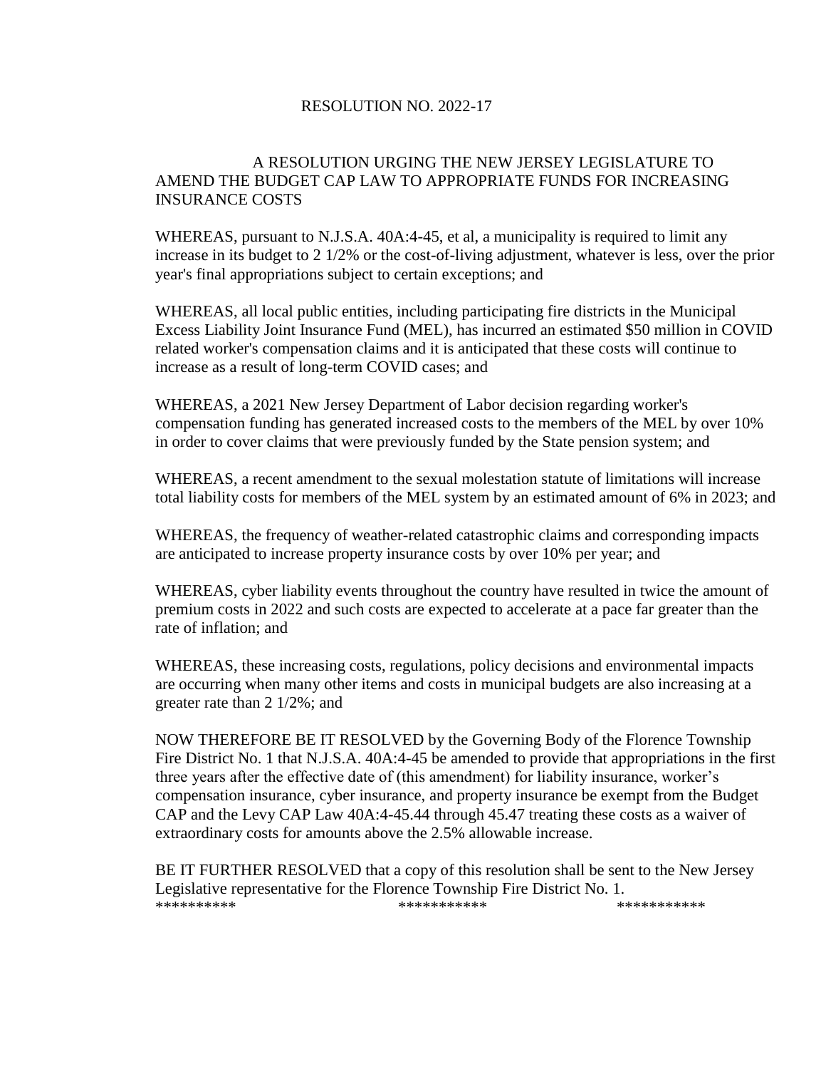RESOLUTION NO. 2022-17

A RESOLUTION URGING THE NEW JERSEY LEGISLATURE TO AMEND THE BUDGET CAP LAW TO APPROPRIATE FUNDS FOR INCREASING INSURANCE COSTS

WHEREAS, pursuant to N.J.S.A. 40A:4-45, et al, a municipality is required to limit any increase in its budget to 2 1/2% or the cost-of-living adjustment, whatever is less, over the prior year's final appropriations subject to certain exceptions; and

WHEREAS, all local public entities, including participating fire districts in the Municipal Excess Liability Joint Insurance Fund (MEL), has incurred an estimated $50 million in COVID related worker's compensation claims and it is anticipated that these costs will continue to increase as a result of long-term COVID cases; and

WHEREAS, a 2021 New Jersey Department of Labor decision regarding worker's compensation funding has generated increased costs to the members of the MEL by over 10% in order to cover claims that were previously funded by the State pension system; and

WHEREAS, a recent amendment to the sexual molestation statute of limitations will increase total liability costs for members of the MEL system by an estimated amount of 6% in 2023; and

WHEREAS, the frequency of weather-related catastrophic claims and corresponding impacts are anticipated to increase property insurance costs by over 10% per year; and

WHEREAS, cyber liability events throughout the country have resulted in twice the amount of premium costs in 2022 and such costs are expected to accelerate at a pace far greater than the rate of inflation; and

WHEREAS, these increasing costs, regulations, policy decisions and environmental impacts are occurring when many other items and costs in municipal budgets are also increasing at a greater rate than 2 1/2%; and

NOW THEREFORE BE IT RESOLVED by the Governing Body of the Florence Township Fire District No. 1 that N.J.S.A. 40A:4-45 be amended to provide that appropriations in the first three years after the effective date of (this amendment) for liability insurance, worker's compensation insurance, cyber insurance, and property insurance be exempt from the Budget CAP and the Levy CAP Law 40A:4-45.44 through 45.47 treating these costs as a waiver of extraordinary costs for amounts above the 2.5% allowable increase.

BE IT FURTHER RESOLVED that a copy of this resolution shall be sent to the New Jersey Legislative representative for the Florence Township Fire District No. 1.

********** *********** ***********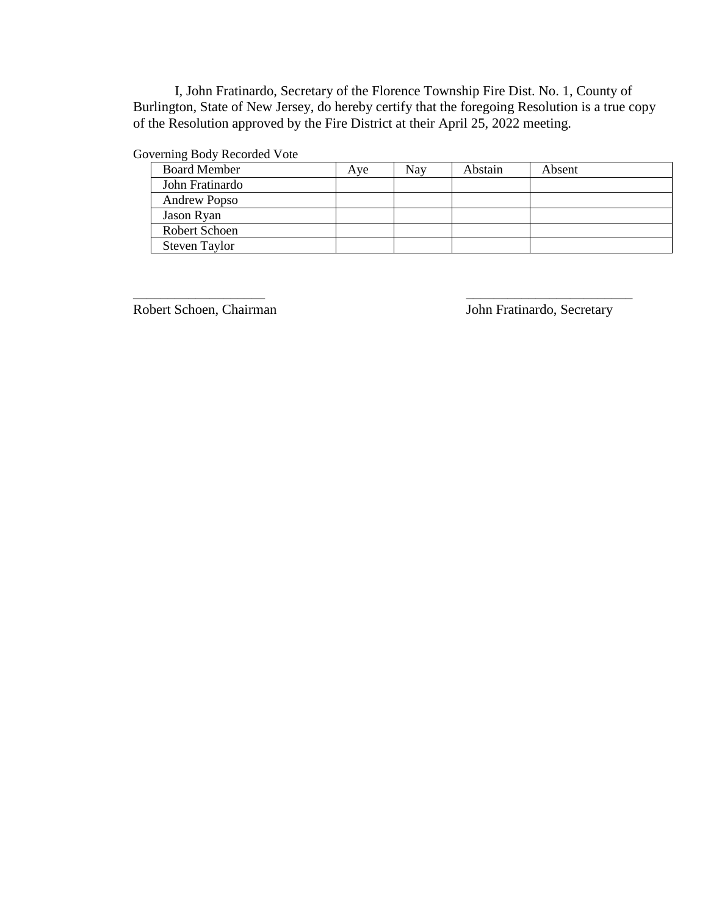I, John Fratinardo, Secretary of the Florence Township Fire Dist. No. 1, County of Burlington, State of New Jersey, do hereby certify that the foregoing Resolution is a true copy of the Resolution approved by the Fire District at their April 25, 2022 meeting.

Governing Body Recorded Vote

| Board Member | Aye | Nay | Abstain | Absent |
|---|---|---|---|---|
| John Fratinardo | | | | |
| Andrew Popso | | | | |
| Jason Ryan | | | | |
| Robert Schoen | | | | |
| Steven Taylor | | | | |

____________________ 
Robert Schoen, Chairman

________________________ 
John Fratinardo, Secretary